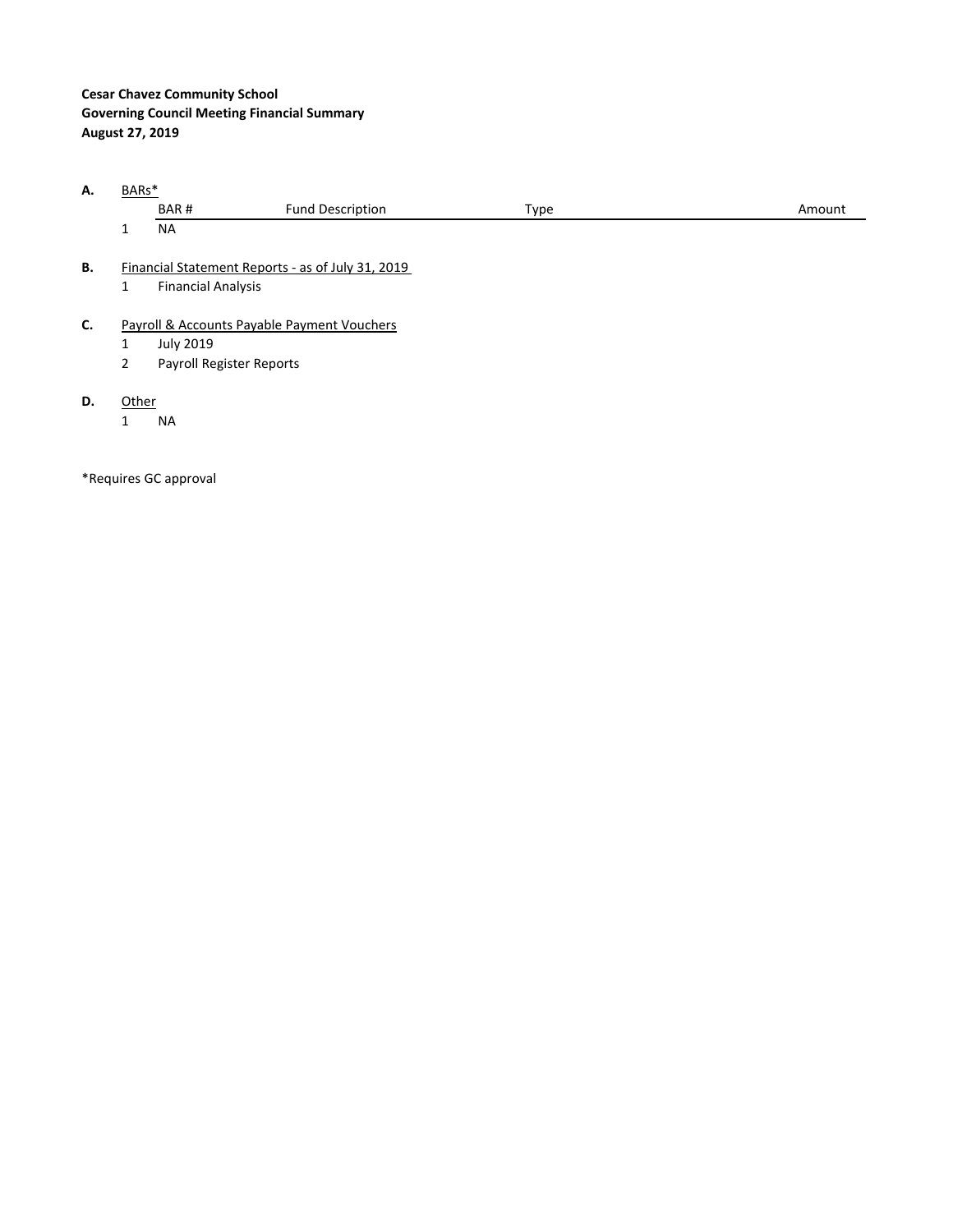**Cesar Chavez Community School**
**Governing Council Meeting Financial Summary**
**August 27, 2019**

**A.** BARs*

| | BAR # | Fund Description | Type | Amount |
|---|---|---|---|---|
| 1 | NA | | | |

**B.** Financial Statement Reports - as of July 31, 2019

1. Financial Analysis

**C.** Payroll & Accounts Payable Payment Vouchers

1. July 2019
2. Payroll Register Reports

**D.** Other

1. NA

*Requires GC approval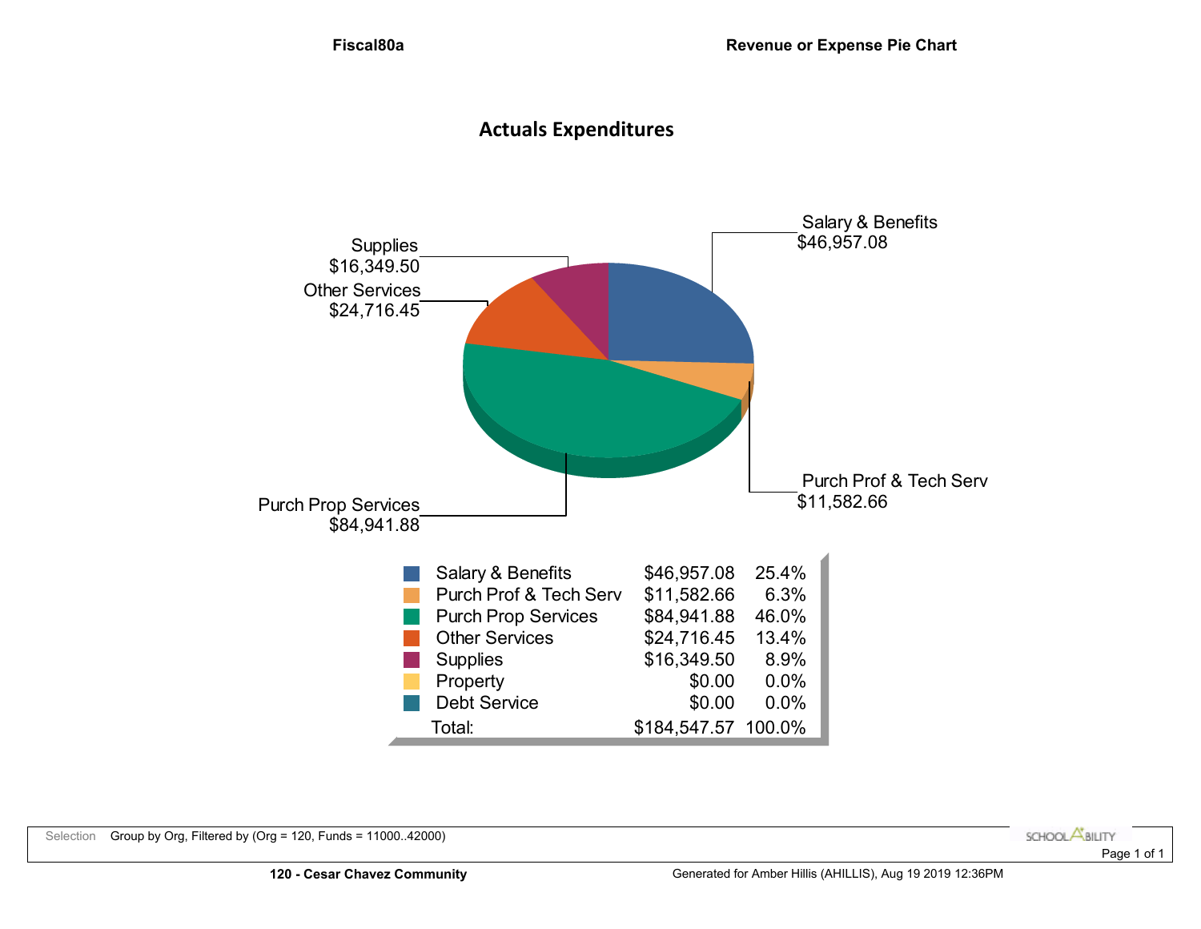**Fiscal80a** **Revenue or Expense Pie Chart**

## Actuals Expenditures

Supplies
$16,349.50

Other Services
$24,716.45

Salary & Benefits
$46,957.08

Purch Prof & Tech Serv
$11,582.66

Purch Prop Services
$84,941.88

| | | | |
|---|---|---|---|
| | Salary & Benefits | $46,957.08 | 25.4% |
| | Purch Prof & Tech Serv | $11,582.66 | 6.3% |
| | Purch Prop Services | $84,941.88 | 46.0% |
| | Other Services | $24,716.45 | 13.4% |
| | Supplies | $16,349.50 | 8.9% |
| | Property | $0.00 | 0.0% |
| | Debt Service | $0.00 | 0.0% |
| | Total: | $184,547.57 | 100.0% |

Selection Group by Org, Filtered by (Org = 120, Funds = 11000..42000)

**120 - Cesar Chavez Community**

Generated for Amber Hillis (AHILLIS), Aug 19 2019 12:36PM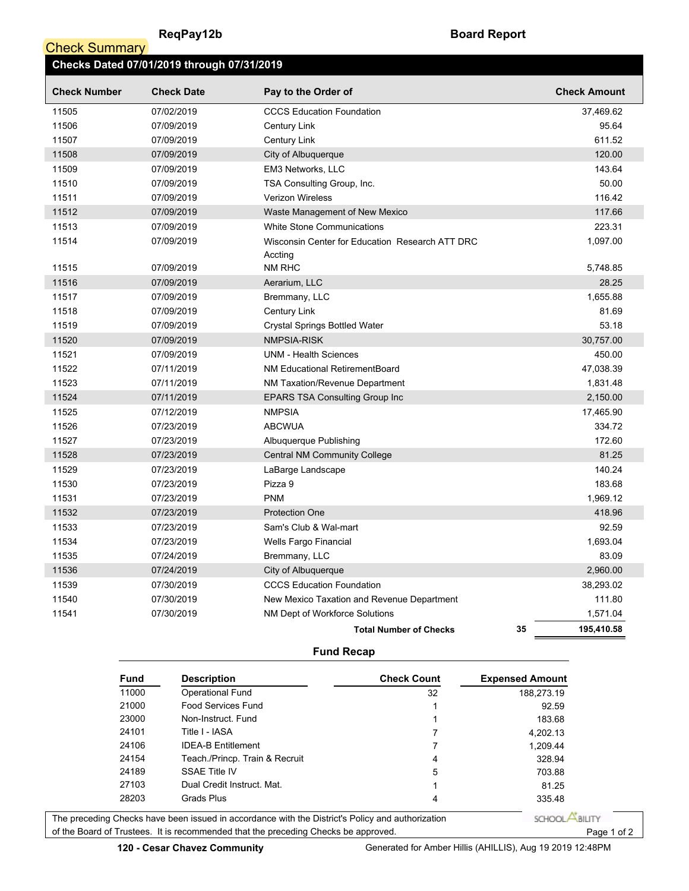**ReqPay12b** **Board Report**

## Check Summary

### Checks Dated 07/01/2019 through 07/31/2019

| Check Number | Check Date | Pay to the Order of | Check Amount |
|---|---|---|---|
| 11505 | 07/02/2019 | CCCS Education Foundation | 37,469.62 |
| 11506 | 07/09/2019 | Century Link | 95.64 |
| 11507 | 07/09/2019 | Century Link | 611.52 |
| 11508 | 07/09/2019 | City of Albuquerque | 120.00 |
| 11509 | 07/09/2019 | EM3 Networks, LLC | 143.64 |
| 11510 | 07/09/2019 | TSA Consulting Group, Inc. | 50.00 |
| 11511 | 07/09/2019 | Verizon Wireless | 116.42 |
| 11512 | 07/09/2019 | Waste Management of New Mexico | 117.66 |
| 11513 | 07/09/2019 | White Stone Communications | 223.31 |
| 11514 | 07/09/2019 | Wisconsin Center for Education Research ATT DRC Accting | 1,097.00 |
| 11515 | 07/09/2019 | NM RHC | 5,748.85 |
| 11516 | 07/09/2019 | Aerarium, LLC | 28.25 |
| 11517 | 07/09/2019 | Bremmany, LLC | 1,655.88 |
| 11518 | 07/09/2019 | Century Link | 81.69 |
| 11519 | 07/09/2019 | Crystal Springs Bottled Water | 53.18 |
| 11520 | 07/09/2019 | NMPSIA-RISK | 30,757.00 |
| 11521 | 07/09/2019 | UNM - Health Sciences | 450.00 |
| 11522 | 07/11/2019 | NM Educational RetirementBoard | 47,038.39 |
| 11523 | 07/11/2019 | NM Taxation/Revenue Department | 1,831.48 |
| 11524 | 07/11/2019 | EPARS TSA Consulting Group Inc | 2,150.00 |
| 11525 | 07/12/2019 | NMPSIA | 17,465.90 |
| 11526 | 07/23/2019 | ABCWUA | 334.72 |
| 11527 | 07/23/2019 | Albuquerque Publishing | 172.60 |
| 11528 | 07/23/2019 | Central NM Community College | 81.25 |
| 11529 | 07/23/2019 | LaBarge Landscape | 140.24 |
| 11530 | 07/23/2019 | Pizza 9 | 183.68 |
| 11531 | 07/23/2019 | PNM | 1,969.12 |
| 11532 | 07/23/2019 | Protection One | 418.96 |
| 11533 | 07/23/2019 | Sam's Club & Wal-mart | 92.59 |
| 11534 | 07/23/2019 | Wells Fargo Financial | 1,693.04 |
| 11535 | 07/24/2019 | Bremmany, LLC | 83.09 |
| 11536 | 07/24/2019 | City of Albuquerque | 2,960.00 |
| 11539 | 07/30/2019 | CCCS Education Foundation | 38,293.02 |
| 11540 | 07/30/2019 | New Mexico Taxation and Revenue Department | 111.80 |
| 11541 | 07/30/2019 | NM Dept of Workforce Solutions | 1,571.04 |
| | | **Total Number of Checks** 35 | **195,410.58** |

### Fund Recap

| Fund | Description | Check Count | Expensed Amount |
|---|---|---|---|
| 11000 | Operational Fund | 32 | 188,273.19 |
| 21000 | Food Services Fund | 1 | 92.59 |
| 23000 | Non-Instruct. Fund | 1 | 183.68 |
| 24101 | Title I - IASA | 7 | 4,202.13 |
| 24106 | IDEA-B Entitlement | 7 | 1,209.44 |
| 24154 | Teach./Princp. Train & Recruit | 4 | 328.94 |
| 24189 | SSAE Title IV | 5 | 703.88 |
| 27103 | Dual Credit Instruct. Mat. | 1 | 81.25 |
| 28203 | Grads Plus | 4 | 335.48 |

The preceding Checks have been issued in accordance with the District's Policy and authorization of the Board of Trustees. It is recommended that the preceding Checks be approved.

**120 - Cesar Chavez Community**

Generated for Amber Hillis (AHILLIS), Aug 19 2019 12:48PM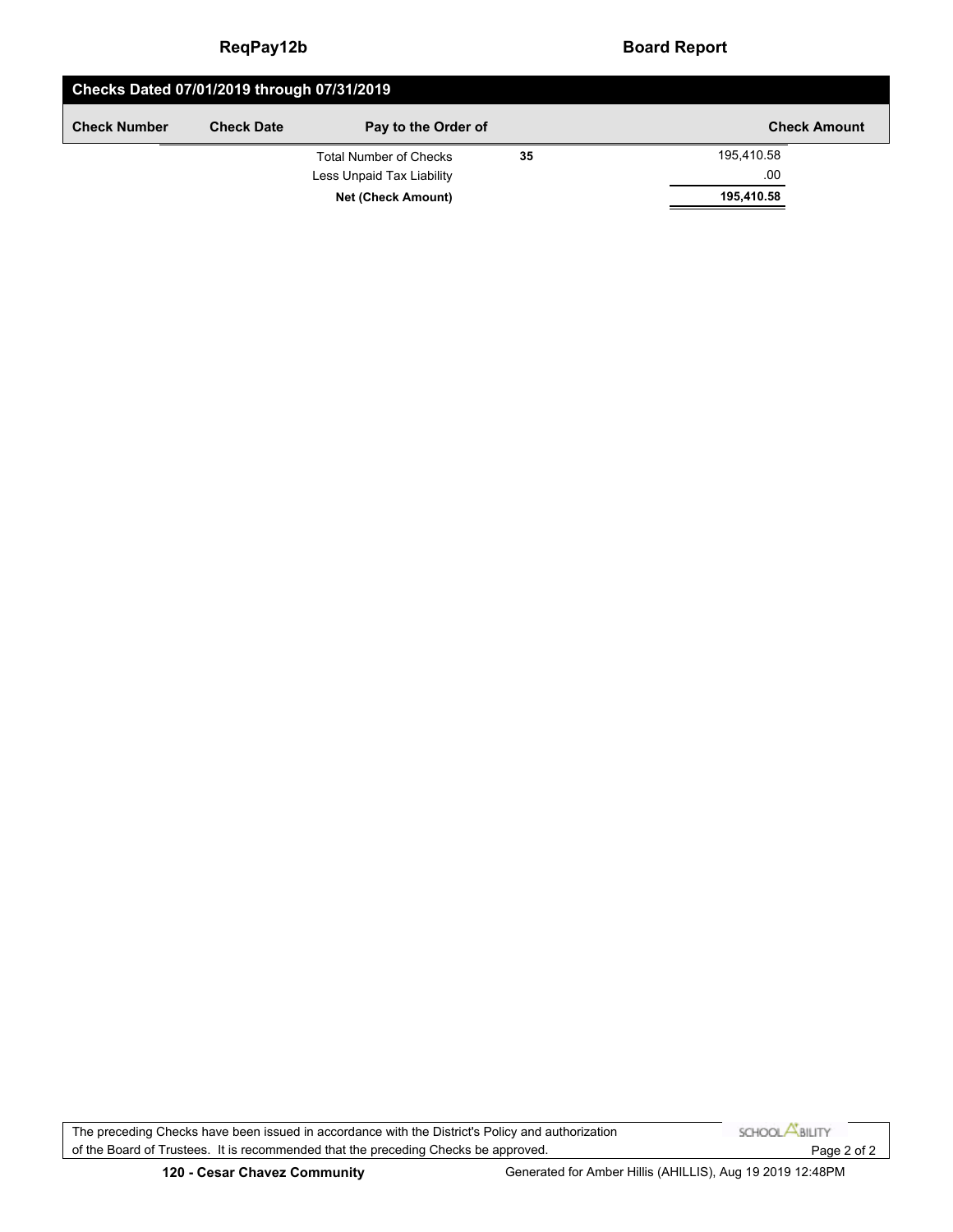## Checks Dated 07/01/2019 through 07/31/2019

| Check Number | Check Date | Pay to the Order of | | Check Amount |
|---|---|---|---|---|
| | | Total Number of Checks | 35 | 195,410.58 |
| | | Less Unpaid Tax Liability | | .00 |
| | | **Net (Check Amount)** | | **195,410.58** |

The preceding Checks have been issued in accordance with the District's Policy and authorization of the Board of Trustees. It is recommended that the preceding Checks be approved.

**120 - Cesar Chavez Community**

Generated for Amber Hillis (AHILLIS), Aug 19 2019 12:48PM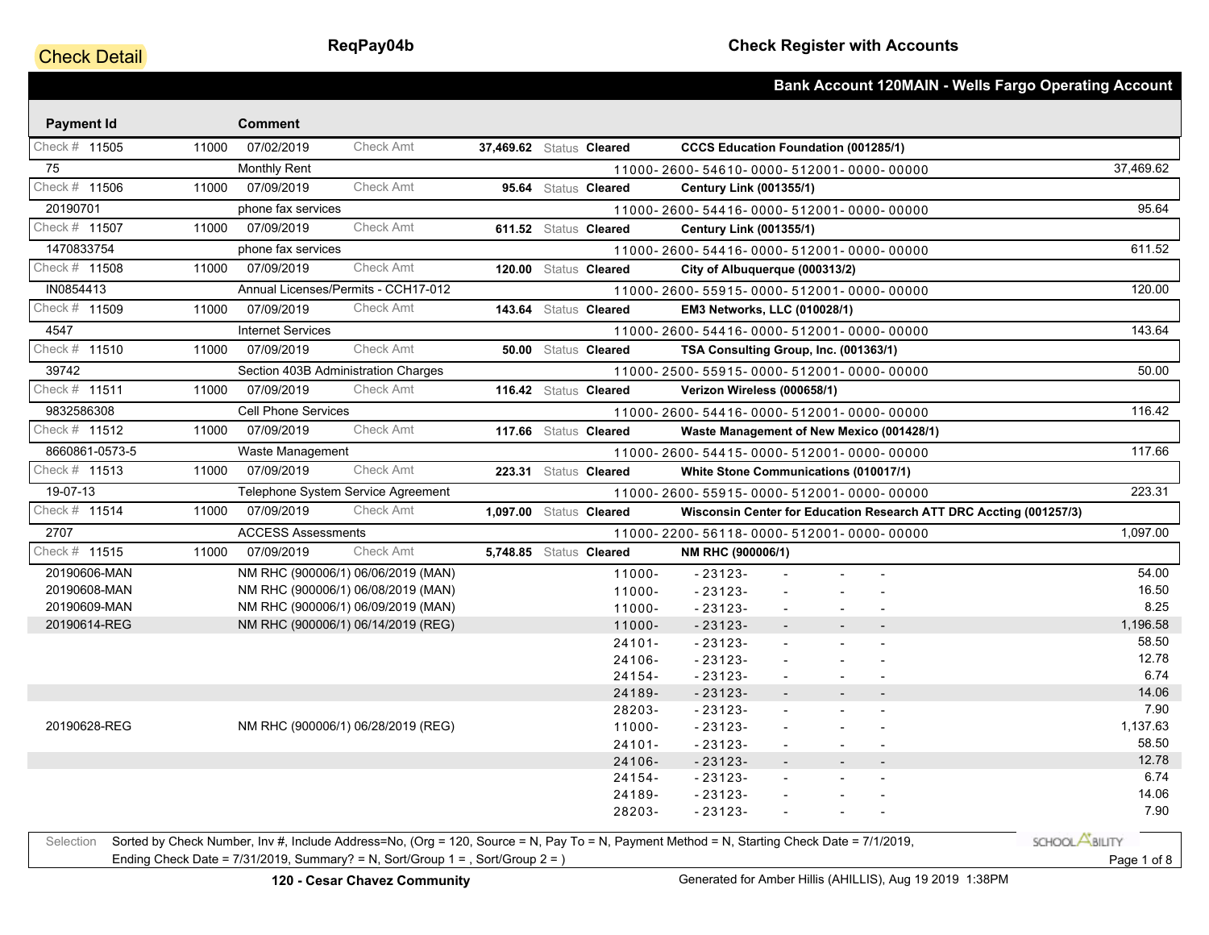Check Detail

**ReqPay04b**

**Check Register with Accounts**

**Bank Account 120MAIN - Wells Fargo Operating Account**

| Payment Id | | Comment | | | | | |
|---|---|---|---|---|---|---|---|
| Check # 11505 | 11000 | 07/02/2019 | Check Amt | **37,469.62** | Status **Cleared** | **CCCS Education Foundation (001285/1)** | |
| 75 | | Monthly Rent | | | | 11000- 2600- 54610- 0000- 512001- 0000- 00000 | 37,469.62 |
| Check # 11506 | 11000 | 07/09/2019 | Check Amt | **95.64** | Status **Cleared** | **Century Link (001355/1)** | |
| 20190701 | | phone fax services | | | | 11000- 2600- 54416- 0000- 512001- 0000- 00000 | 95.64 |
| Check # 11507 | 11000 | 07/09/2019 | Check Amt | **611.52** | Status **Cleared** | **Century Link (001355/1)** | |
| 1470833754 | | phone fax services | | | | 11000- 2600- 54416- 0000- 512001- 0000- 00000 | 611.52 |
| Check # 11508 | 11000 | 07/09/2019 | Check Amt | **120.00** | Status **Cleared** | **City of Albuquerque (000313/2)** | |
| IN0854413 | | Annual Licenses/Permits - CCH17-012 | | | | 11000- 2600- 55915- 0000- 512001- 0000- 00000 | 120.00 |
| Check # 11509 | 11000 | 07/09/2019 | Check Amt | **143.64** | Status **Cleared** | **EM3 Networks, LLC (010028/1)** | |
| 4547 | | Internet Services | | | | 11000- 2600- 54416- 0000- 512001- 0000- 00000 | 143.64 |
| Check # 11510 | 11000 | 07/09/2019 | Check Amt | **50.00** | Status **Cleared** | **TSA Consulting Group, Inc. (001363/1)** | |
| 39742 | | Section 403B Administration Charges | | | | 11000- 2500- 55915- 0000- 512001- 0000- 00000 | 50.00 |
| Check # 11511 | 11000 | 07/09/2019 | Check Amt | **116.42** | Status **Cleared** | **Verizon Wireless (000658/1)** | |
| 9832586308 | | Cell Phone Services | | | | 11000- 2600- 54416- 0000- 512001- 0000- 00000 | 116.42 |
| Check # 11512 | 11000 | 07/09/2019 | Check Amt | **117.66** | Status **Cleared** | **Waste Management of New Mexico (001428/1)** | |
| 8660861-0573-5 | | Waste Management | | | | 11000- 2600- 54415- 0000- 512001- 0000- 00000 | 117.66 |
| Check # 11513 | 11000 | 07/09/2019 | Check Amt | **223.31** | Status **Cleared** | **White Stone Communications (010017/1)** | |
| 19-07-13 | | Telephone System Service Agreement | | | | 11000- 2600- 55915- 0000- 512001- 0000- 00000 | 223.31 |
| Check # 11514 | 11000 | 07/09/2019 | Check Amt | **1,097.00** | Status **Cleared** | **Wisconsin Center for Education Research ATT DRC Accting (001257/3)** | |
| 2707 | | ACCESS Assessments | | | | 11000- 2200- 56118- 0000- 512001- 0000- 00000 | 1,097.00 |
| Check # 11515 | 11000 | 07/09/2019 | Check Amt | **5,748.85** | Status **Cleared** | **NM RHC (900006/1)** | |
| 20190606-MAN | | NM RHC (900006/1) 06/06/2019 (MAN) | | | | 11000- - 23123- - - - | 54.00 |
| 20190608-MAN | | NM RHC (900006/1) 06/08/2019 (MAN) | | | | 11000- - 23123- - - - | 16.50 |
| 20190609-MAN | | NM RHC (900006/1) 06/09/2019 (MAN) | | | | 11000- - 23123- - - - | 8.25 |
| 20190614-REG | | NM RHC (900006/1) 06/14/2019 (REG) | | | | 11000- - 23123- - - - | 1,196.58 |
| | | | | | | 24101- - 23123- - - - | 58.50 |
| | | | | | | 24106- - 23123- - - - | 12.78 |
| | | | | | | 24154- - 23123- - - - | 6.74 |
| | | | | | | 24189- - 23123- - - - | 14.06 |
| | | | | | | 28203- - 23123- - - - | 7.90 |
| 20190628-REG | | NM RHC (900006/1) 06/28/2019 (REG) | | | | 11000- - 23123- - - - | 1,137.63 |
| | | | | | | 24101- - 23123- - - - | 58.50 |
| | | | | | | 24106- - 23123- - - - | 12.78 |
| | | | | | | 24154- - 23123- - - - | 6.74 |
| | | | | | | 24189- - 23123- - - - | 14.06 |
| | | | | | | 28203- - 23123- - - - | 7.90 |

Selection: Sorted by Check Number, Inv #, Include Address=No, (Org = 120, Source = N, Pay To = N, Payment Method = N, Starting Check Date = 7/1/2019, Ending Check Date = 7/31/2019, Summary? = N, Sort/Group 1 = , Sort/Group 2 = )

**120 - Cesar Chavez Community**

Generated for Amber Hillis (AHILLIS), Aug 19 2019 1:38PM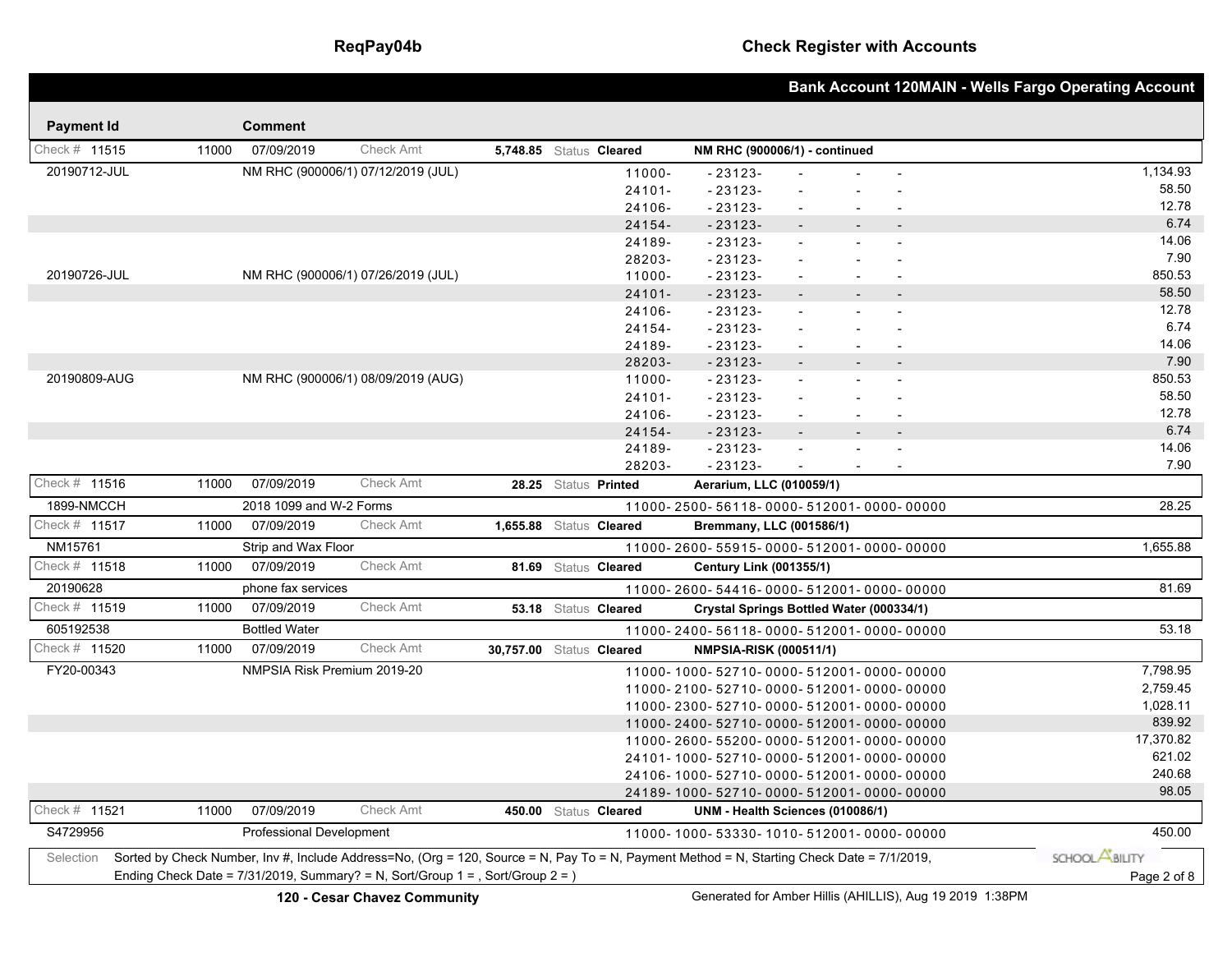## Bank Account 120MAIN - Wells Fargo Operating Account

| Payment Id | | Comment | | | | Account | Amount |
|---|---|---|---|---|---|---|---|
| Check # 11515 | 11000 | 07/09/2019 | Check Amt | 5,748.85 | Status Cleared | NM RHC (900006/1) - continued | |
| 20190712-JUL | | NM RHC (900006/1) 07/12/2019 (JUL) | | | | 11000- -23123- - - - | 1,134.93 |
| | | | | | | 24101- -23123- - - - | 58.50 |
| | | | | | | 24106- -23123- - - - | 12.78 |
| | | | | | | 24154- -23123- - - - | 6.74 |
| | | | | | | 24189- -23123- - - - | 14.06 |
| | | | | | | 28203- -23123- - - - | 7.90 |
| 20190726-JUL | | NM RHC (900006/1) 07/26/2019 (JUL) | | | | 11000- -23123- - - - | 850.53 |
| | | | | | | 24101- -23123- - - - | 58.50 |
| | | | | | | 24106- -23123- - - - | 12.78 |
| | | | | | | 24154- -23123- - - - | 6.74 |
| | | | | | | 24189- -23123- - - - | 14.06 |
| | | | | | | 28203- -23123- - - - | 7.90 |
| 20190809-AUG | | NM RHC (900006/1) 08/09/2019 (AUG) | | | | 11000- -23123- - - - | 850.53 |
| | | | | | | 24101- -23123- - - - | 58.50 |
| | | | | | | 24106- -23123- - - - | 12.78 |
| | | | | | | 24154- -23123- - - - | 6.74 |
| | | | | | | 24189- -23123- - - - | 14.06 |
| | | | | | | 28203- -23123- - - - | 7.90 |
| Check # 11516 | 11000 | 07/09/2019 | Check Amt | 28.25 | Status Printed | Aerarium, LLC (010059/1) | |
| 1899-NMCCH | | 2018 1099 and W-2 Forms | | | | 11000-2500-56118-0000-512001-0000-00000 | 28.25 |
| Check # 11517 | 11000 | 07/09/2019 | Check Amt | 1,655.88 | Status Cleared | Bremmany, LLC (001586/1) | |
| NM15761 | | Strip and Wax Floor | | | | 11000-2600-55915-0000-512001-0000-00000 | 1,655.88 |
| Check # 11518 | 11000 | 07/09/2019 | Check Amt | 81.69 | Status Cleared | Century Link (001355/1) | |
| 20190628 | | phone fax services | | | | 11000-2600-54416-0000-512001-0000-00000 | 81.69 |
| Check # 11519 | 11000 | 07/09/2019 | Check Amt | 53.18 | Status Cleared | Crystal Springs Bottled Water (000334/1) | |
| 605192538 | | Bottled Water | | | | 11000-2400-56118-0000-512001-0000-00000 | 53.18 |
| Check # 11520 | 11000 | 07/09/2019 | Check Amt | 30,757.00 | Status Cleared | NMPSIA-RISK (000511/1) | |
| FY20-00343 | | NMPSIA Risk Premium 2019-20 | | | | 11000-1000-52710-0000-512001-0000-00000 | 7,798.95 |
| | | | | | | 11000-2100-52710-0000-512001-0000-00000 | 2,759.45 |
| | | | | | | 11000-2300-52710-0000-512001-0000-00000 | 1,028.11 |
| | | | | | | 11000-2400-52710-0000-512001-0000-00000 | 839.92 |
| | | | | | | 11000-2600-55200-0000-512001-0000-00000 | 17,370.82 |
| | | | | | | 24101-1000-52710-0000-512001-0000-00000 | 621.02 |
| | | | | | | 24106-1000-52710-0000-512001-0000-00000 | 240.68 |
| | | | | | | 24189-1000-52710-0000-512001-0000-00000 | 98.05 |
| Check # 11521 | 11000 | 07/09/2019 | Check Amt | 450.00 | Status Cleared | UNM - Health Sciences (010086/1) | |
| S4729956 | | Professional Development | | | | 11000-1000-53330-1010-512001-0000-00000 | 450.00 |

Selection: Sorted by Check Number, Inv #, Include Address=No, (Org = 120, Source = N, Pay To = N, Payment Method = N, Starting Check Date = 7/1/2019, Ending Check Date = 7/31/2019, Summary? = N, Sort/Group 1 = , Sort/Group 2 = )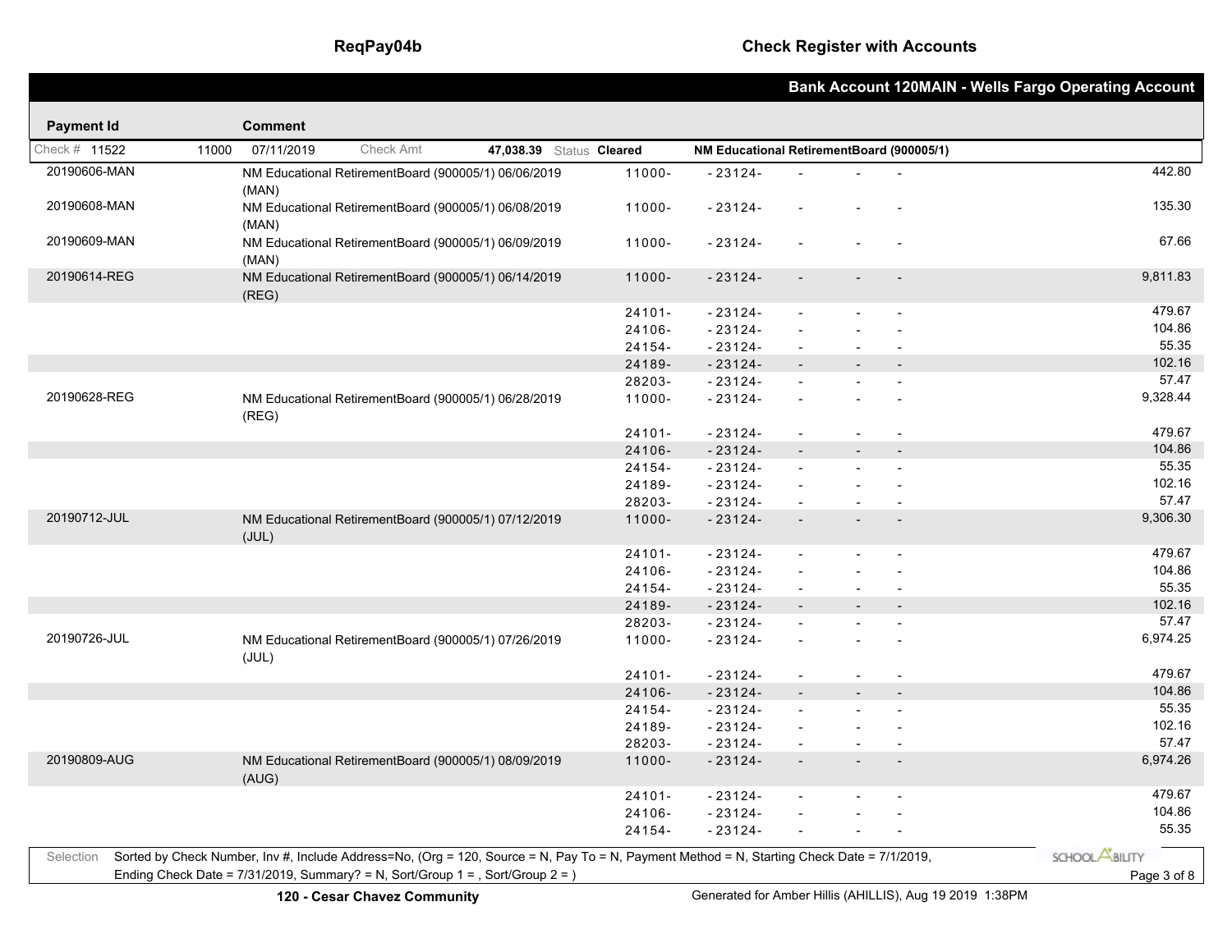**Bank Account 120MAIN - Wells Fargo Operating Account**

| Payment Id | Comment | | | | | | |
|---|---|---|---|---|---|---|---|
| Check # 11522 | 11000 07/11/2019 Check Amt **47,038.39** Status **Cleared** | | | | | **NM Educational RetirementBoard (900005/1)** | |
| 20190606-MAN | NM Educational RetirementBoard (900005/1) 06/06/2019 (MAN) | 11000- | -23124- | - | - | - | 442.80 |
| 20190608-MAN | NM Educational RetirementBoard (900005/1) 06/08/2019 (MAN) | 11000- | -23124- | - | - | - | 135.30 |
| 20190609-MAN | NM Educational RetirementBoard (900005/1) 06/09/2019 (MAN) | 11000- | -23124- | - | - | - | 67.66 |
| 20190614-REG | NM Educational RetirementBoard (900005/1) 06/14/2019 (REG) | 11000- | -23124- | - | - | - | 9,811.83 |
| | | 24101- | -23124- | - | - | - | 479.67 |
| | | 24106- | -23124- | - | - | - | 104.86 |
| | | 24154- | -23124- | - | - | - | 55.35 |
| | | 24189- | -23124- | - | - | - | 102.16 |
| | | 28203- | -23124- | - | - | - | 57.47 |
| 20190628-REG | NM Educational RetirementBoard (900005/1) 06/28/2019 (REG) | 11000- | -23124- | - | - | - | 9,328.44 |
| | | 24101- | -23124- | - | - | - | 479.67 |
| | | 24106- | -23124- | - | - | - | 104.86 |
| | | 24154- | -23124- | - | - | - | 55.35 |
| | | 24189- | -23124- | - | - | - | 102.16 |
| | | 28203- | -23124- | - | - | - | 57.47 |
| 20190712-JUL | NM Educational RetirementBoard (900005/1) 07/12/2019 (JUL) | 11000- | -23124- | - | - | - | 9,306.30 |
| | | 24101- | -23124- | - | - | - | 479.67 |
| | | 24106- | -23124- | - | - | - | 104.86 |
| | | 24154- | -23124- | - | - | - | 55.35 |
| | | 24189- | -23124- | - | - | - | 102.16 |
| | | 28203- | -23124- | - | - | - | 57.47 |
| 20190726-JUL | NM Educational RetirementBoard (900005/1) 07/26/2019 (JUL) | 11000- | -23124- | - | - | - | 6,974.25 |
| | | 24101- | -23124- | - | - | - | 479.67 |
| | | 24106- | -23124- | - | - | - | 104.86 |
| | | 24154- | -23124- | - | - | - | 55.35 |
| | | 24189- | -23124- | - | - | - | 102.16 |
| | | 28203- | -23124- | - | - | - | 57.47 |
| 20190809-AUG | NM Educational RetirementBoard (900005/1) 08/09/2019 (AUG) | 11000- | -23124- | - | - | - | 6,974.26 |
| | | 24101- | -23124- | - | - | - | 479.67 |
| | | 24106- | -23124- | - | - | - | 104.86 |
| | | 24154- | -23124- | - | - | - | 55.35 |

Selection: Sorted by Check Number, Inv #, Include Address=No, (Org = 120, Source = N, Pay To = N, Payment Method = N, Starting Check Date = 7/1/2019, Ending Check Date = 7/31/2019, Summary? = N, Sort/Group 1 = , Sort/Group 2 = )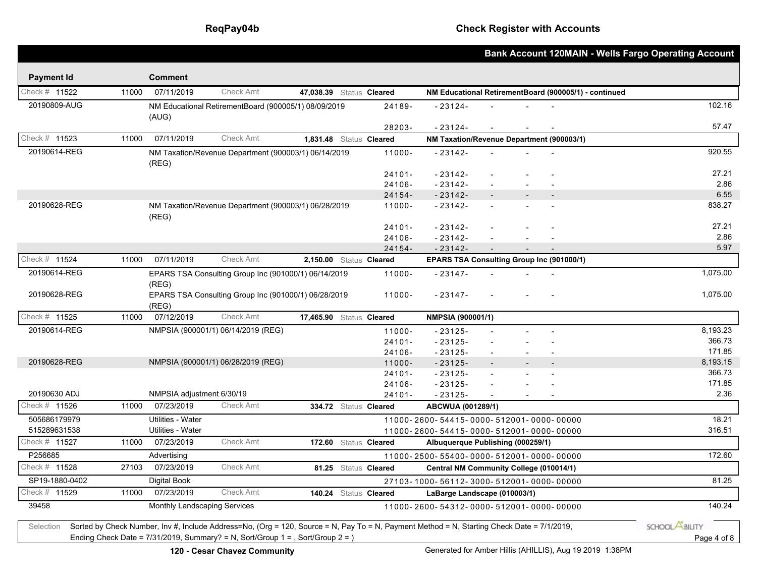**ReqPay04b** | **Check Register with Accounts**

## Bank Account 120MAIN - Wells Fargo Operating Account

| Payment Id | | Comment | | | | | | |
|---|---|---|---|---|---|---|---|---|
| Check # 11522 | 11000 | 07/11/2019 | Check Amt | **47,038.39** | Status **Cleared** | **NM Educational RetirementBoard (900005/1) - continued** | | |
| 20190809-AUG | | NM Educational RetirementBoard (900005/1) 08/09/2019 (AUG) | | | | 24189- | - 23124- - - - | 102.16 |
| | | | | | | 28203- | - 23124- - - - | 57.47 |
| Check # 11523 | 11000 | 07/11/2019 | Check Amt | **1,831.48** | Status **Cleared** | **NM Taxation/Revenue Department (900003/1)** | | |
| 20190614-REG | | NM Taxation/Revenue Department (900003/1) 06/14/2019 (REG) | | | | 11000- | - 23142- - - - | 920.55 |
| | | | | | | 24101- | - 23142- - - - | 27.21 |
| | | | | | | 24106- | - 23142- - - - | 2.86 |
| | | | | | | 24154- | - 23142- - - - | 6.55 |
| 20190628-REG | | NM Taxation/Revenue Department (900003/1) 06/28/2019 (REG) | | | | 11000- | - 23142- - - - | 838.27 |
| | | | | | | 24101- | - 23142- - - - | 27.21 |
| | | | | | | 24106- | - 23142- - - - | 2.86 |
| | | | | | | 24154- | - 23142- - - - | 5.97 |
| Check # 11524 | 11000 | 07/11/2019 | Check Amt | **2,150.00** | Status **Cleared** | **EPARS TSA Consulting Group Inc (901000/1)** | | |
| 20190614-REG | | EPARS TSA Consulting Group Inc (901000/1) 06/14/2019 (REG) | | | | 11000- | - 23147- - - - | 1,075.00 |
| 20190628-REG | | EPARS TSA Consulting Group Inc (901000/1) 06/28/2019 (REG) | | | | 11000- | - 23147- - - - | 1,075.00 |
| Check # 11525 | 11000 | 07/12/2019 | Check Amt | **17,465.90** | Status **Cleared** | **NMPSIA (900001/1)** | | |
| 20190614-REG | | NMPSIA (900001/1) 06/14/2019 (REG) | | | | 11000- | - 23125- - - - | 8,193.23 |
| | | | | | | 24101- | - 23125- - - - | 366.73 |
| | | | | | | 24106- | - 23125- - - - | 171.85 |
| 20190628-REG | | NMPSIA (900001/1) 06/28/2019 (REG) | | | | 11000- | - 23125- - - - | 8,193.15 |
| | | | | | | 24101- | - 23125- - - - | 366.73 |
| | | | | | | 24106- | - 23125- - - - | 171.85 |
| 20190630 ADJ | | NMPSIA adjustment 6/30/19 | | | | 24101- | - 23125- - - - | 2.36 |
| Check # 11526 | 11000 | 07/23/2019 | Check Amt | **334.72** | Status **Cleared** | **ABCWUA (001289/1)** | | |
| 505686179979 | | Utilities - Water | | | | 11000- 2600- 54415- 0000- 512001- 0000- 00000 | | 18.21 |
| 515289631538 | | Utilities - Water | | | | 11000- 2600- 54415- 0000- 512001- 0000- 00000 | | 316.51 |
| Check # 11527 | 11000 | 07/23/2019 | Check Amt | **172.60** | Status **Cleared** | **Albuquerque Publishing (000259/1)** | | |
| P256685 | | Advertising | | | | 11000- 2500- 55400- 0000- 512001- 0000- 00000 | | 172.60 |
| Check # 11528 | 27103 | 07/23/2019 | Check Amt | **81.25** | Status **Cleared** | **Central NM Community College (010014/1)** | | |
| SP19-1880-0402 | | Digital Book | | | | 27103- 1000- 56112- 3000- 512001- 0000- 00000 | | 81.25 |
| Check # 11529 | 11000 | 07/23/2019 | Check Amt | **140.24** | Status **Cleared** | **LaBarge Landscape (010003/1)** | | |
| 39458 | | Monthly Landscaping Services | | | | 11000- 2600- 54312- 0000- 512001- 0000- 00000 | | 140.24 |

Selection Sorted by Check Number, Inv #, Include Address=No, (Org = 120, Source = N, Pay To = N, Payment Method = N, Starting Check Date = 7/1/2019, Ending Check Date = 7/31/2019, Summary? = N, Sort/Group 1 = , Sort/Group 2 = )

**120 - Cesar Chavez Community** Generated for Amber Hillis (AHILLIS), Aug 19 2019 1:38PM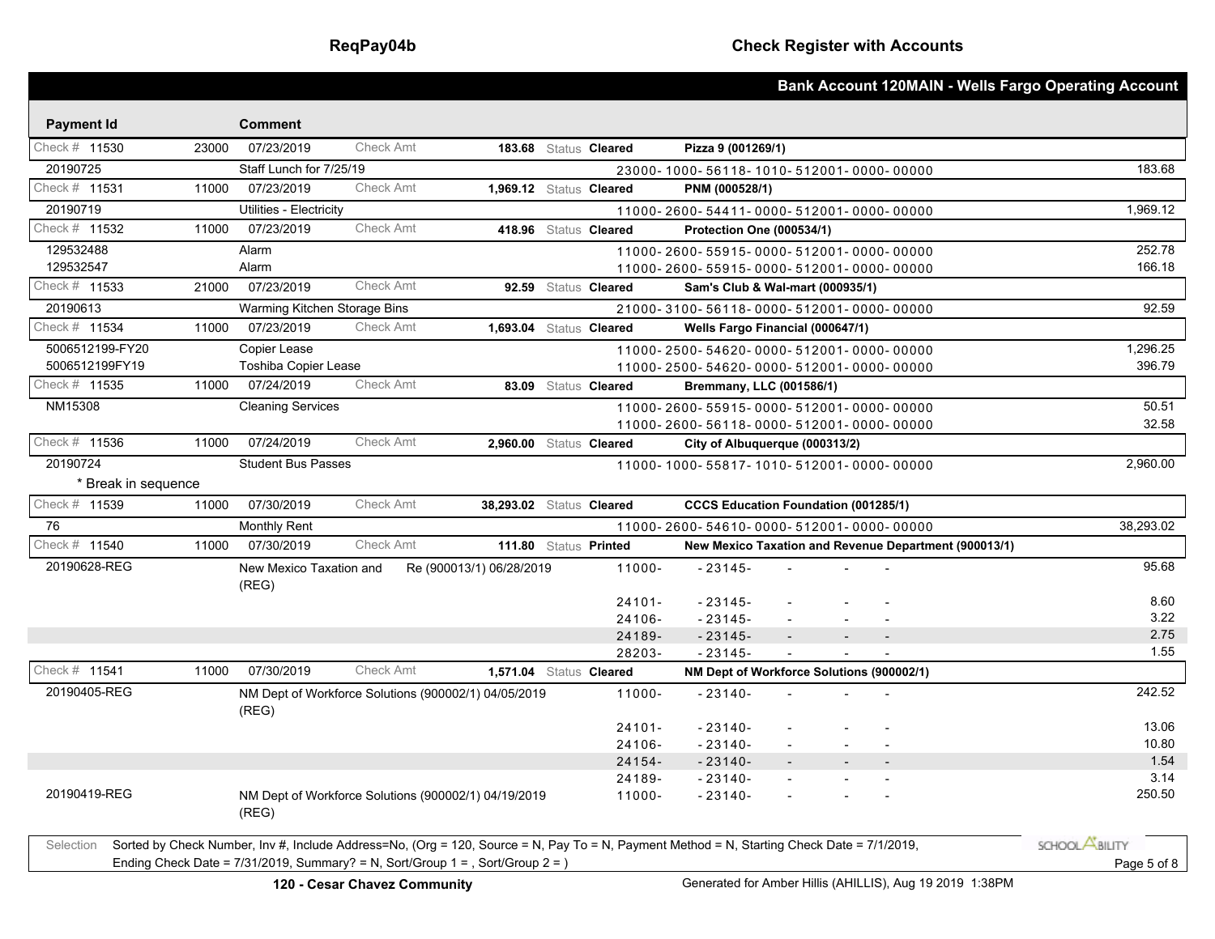# Check Register with Accounts

## Bank Account 120MAIN - Wells Fargo Operating Account

| Payment Id | | Comment | | | Status | | Vendor / Account | Amount |
|---|---|---|---|---|---|---|---|---|
| Check # 11530 | 23000 | 07/23/2019 | Check Amt | 183.68 | Status | Cleared | **Pizza 9 (001269/1)** | |
| 20190725 | | Staff Lunch for 7/25/19 | | | | | 23000-1000-56118-1010-512001-0000-00000 | 183.68 |
| Check # 11531 | 11000 | 07/23/2019 | Check Amt | 1,969.12 | Status | Cleared | **PNM (000528/1)** | |
| 20190719 | | Utilities - Electricity | | | | | 11000-2600-54411-0000-512001-0000-00000 | 1,969.12 |
| Check # 11532 | 11000 | 07/23/2019 | Check Amt | 418.96 | Status | Cleared | **Protection One (000534/1)** | |
| 129532488 | | Alarm | | | | | 11000-2600-55915-0000-512001-0000-00000 | 252.78 |
| 129532547 | | Alarm | | | | | 11000-2600-55915-0000-512001-0000-00000 | 166.18 |
| Check # 11533 | 21000 | 07/23/2019 | Check Amt | 92.59 | Status | Cleared | **Sam's Club & Wal-mart (000935/1)** | |
| 20190613 | | Warming Kitchen Storage Bins | | | | | 21000-3100-56118-0000-512001-0000-00000 | 92.59 |
| Check # 11534 | 11000 | 07/23/2019 | Check Amt | 1,693.04 | Status | Cleared | **Wells Fargo Financial (000647/1)** | |
| 5006512199-FY20 | | Copier Lease | | | | | 11000-2500-54620-0000-512001-0000-00000 | 1,296.25 |
| 5006512199FY19 | | Toshiba Copier Lease | | | | | 11000-2500-54620-0000-512001-0000-00000 | 396.79 |
| Check # 11535 | 11000 | 07/24/2019 | Check Amt | 83.09 | Status | Cleared | **Bremmany, LLC (001586/1)** | |
| NM15308 | | Cleaning Services | | | | | 11000-2600-55915-0000-512001-0000-00000 | 50.51 |
| | | | | | | | 11000-2600-56118-0000-512001-0000-00000 | 32.58 |
| Check # 11536 | 11000 | 07/24/2019 | Check Amt | 2,960.00 | Status | Cleared | **City of Albuquerque (000313/2)** | |
| 20190724 | | Student Bus Passes | | | | | 11000-1000-55817-1010-512001-0000-00000 | 2,960.00 |
| * Break in sequence | | | | | | | | |
| Check # 11539 | 11000 | 07/30/2019 | Check Amt | 38,293.02 | Status | Cleared | **CCCS Education Foundation (001285/1)** | |
| 76 | | Monthly Rent | | | | | 11000-2600-54610-0000-512001-0000-00000 | 38,293.02 |
| Check # 11540 | 11000 | 07/30/2019 | Check Amt | 111.80 | Status | Printed | **New Mexico Taxation and Revenue Department (900013/1)** | |
| 20190628-REG | | New Mexico Taxation and (REG) | Re (900013/1) 06/28/2019 | | | | 11000- -23145- - - - | 95.68 |
| | | | | | | | 24101- -23145- - - - | 8.60 |
| | | | | | | | 24106- -23145- - - - | 3.22 |
| | | | | | | | 24189- -23145- - - - | 2.75 |
| | | | | | | | 28203- -23145- - - - | 1.55 |
| Check # 11541 | 11000 | 07/30/2019 | Check Amt | 1,571.04 | Status | Cleared | **NM Dept of Workforce Solutions (900002/1)** | |
| 20190405-REG | | NM Dept of Workforce Solutions (900002/1) 04/05/2019 (REG) | | | | | 11000- -23140- - - - | 242.52 |
| | | | | | | | 24101- -23140- - - - | 13.06 |
| | | | | | | | 24106- -23140- - - - | 10.80 |
| | | | | | | | 24154- -23140- - - - | 1.54 |
| | | | | | | | 24189- -23140- - - - | 3.14 |
| 20190419-REG | | NM Dept of Workforce Solutions (900002/1) 04/19/2019 (REG) | | | | | 11000- -23140- - - - | 250.50 |

Selection: Sorted by Check Number, Inv #, Include Address=No, (Org = 120, Source = N, Pay To = N, Payment Method = N, Starting Check Date = 7/1/2019, Ending Check Date = 7/31/2019, Summary? = N, Sort/Group 1 = , Sort/Group 2 = )

120 - Cesar Chavez Community

Generated for Amber Hillis (AHILLIS), Aug 19 2019 1:38PM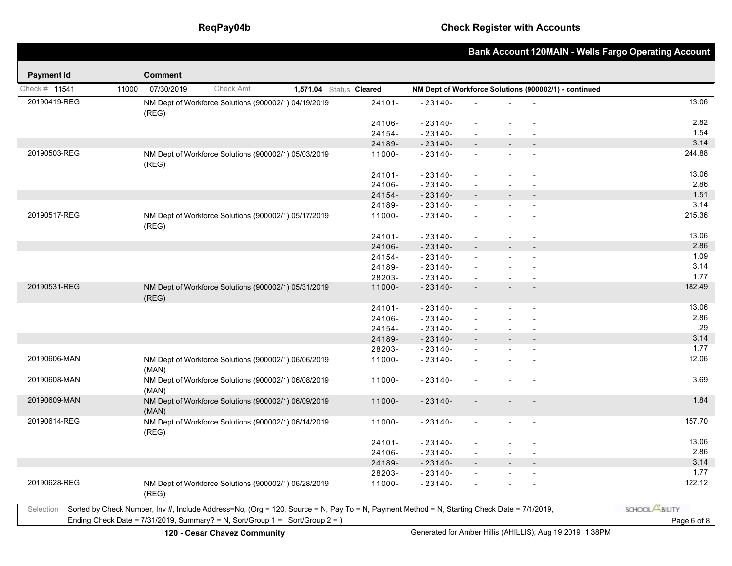## Bank Account 120MAIN - Wells Fargo Operating Account

| Payment Id | Comment | | | | | | Amount |
|---|---|---|---|---|---|---|---|
| Check # 11541 &nbsp; 11000 | 07/30/2019 &nbsp; Check Amt **1,571.04** &nbsp; Status **Cleared** | | **NM Dept of Workforce Solutions (900002/1) - continued** | | | | |
| 20190419-REG | NM Dept of Workforce Solutions (900002/1) 04/19/2019 (REG) | 24101- | -23140- | - | - | - | 13.06 |
| | | 24106- | -23140- | - | - | - | 2.82 |
| | | 24154- | -23140- | - | - | - | 1.54 |
| | | 24189- | -23140- | - | - | - | 3.14 |
| 20190503-REG | NM Dept of Workforce Solutions (900002/1) 05/03/2019 (REG) | 11000- | -23140- | - | - | - | 244.88 |
| | | 24101- | -23140- | - | - | - | 13.06 |
| | | 24106- | -23140- | - | - | - | 2.86 |
| | | 24154- | -23140- | - | - | - | 1.51 |
| | | 24189- | -23140- | - | - | - | 3.14 |
| 20190517-REG | NM Dept of Workforce Solutions (900002/1) 05/17/2019 (REG) | 11000- | -23140- | - | - | - | 215.36 |
| | | 24101- | -23140- | - | - | - | 13.06 |
| | | 24106- | -23140- | - | - | - | 2.86 |
| | | 24154- | -23140- | - | - | - | 1.09 |
| | | 24189- | -23140- | - | - | - | 3.14 |
| | | 28203- | -23140- | - | - | - | 1.77 |
| 20190531-REG | NM Dept of Workforce Solutions (900002/1) 05/31/2019 (REG) | 11000- | -23140- | - | - | - | 182.49 |
| | | 24101- | -23140- | - | - | - | 13.06 |
| | | 24106- | -23140- | - | - | - | 2.86 |
| | | 24154- | -23140- | - | - | - | .29 |
| | | 24189- | -23140- | - | - | - | 3.14 |
| | | 28203- | -23140- | - | - | - | 1.77 |
| 20190606-MAN | NM Dept of Workforce Solutions (900002/1) 06/06/2019 (MAN) | 11000- | -23140- | - | - | - | 12.06 |
| 20190608-MAN | NM Dept of Workforce Solutions (900002/1) 06/08/2019 (MAN) | 11000- | -23140- | - | - | - | 3.69 |
| 20190609-MAN | NM Dept of Workforce Solutions (900002/1) 06/09/2019 (MAN) | 11000- | -23140- | - | - | - | 1.84 |
| 20190614-REG | NM Dept of Workforce Solutions (900002/1) 06/14/2019 (REG) | 11000- | -23140- | - | - | - | 157.70 |
| | | 24101- | -23140- | - | - | - | 13.06 |
| | | 24106- | -23140- | - | - | - | 2.86 |
| | | 24189- | -23140- | - | - | - | 3.14 |
| | | 28203- | -23140- | - | - | - | 1.77 |
| 20190628-REG | NM Dept of Workforce Solutions (900002/1) 06/28/2019 (REG) | 11000- | -23140- | - | - | - | 122.12 |

Selection: Sorted by Check Number, Inv #, Include Address=No, (Org = 120, Source = N, Pay To = N, Payment Method = N, Starting Check Date = 7/1/2019, Ending Check Date = 7/31/2019, Summary? = N, Sort/Group 1 = , Sort/Group 2 = )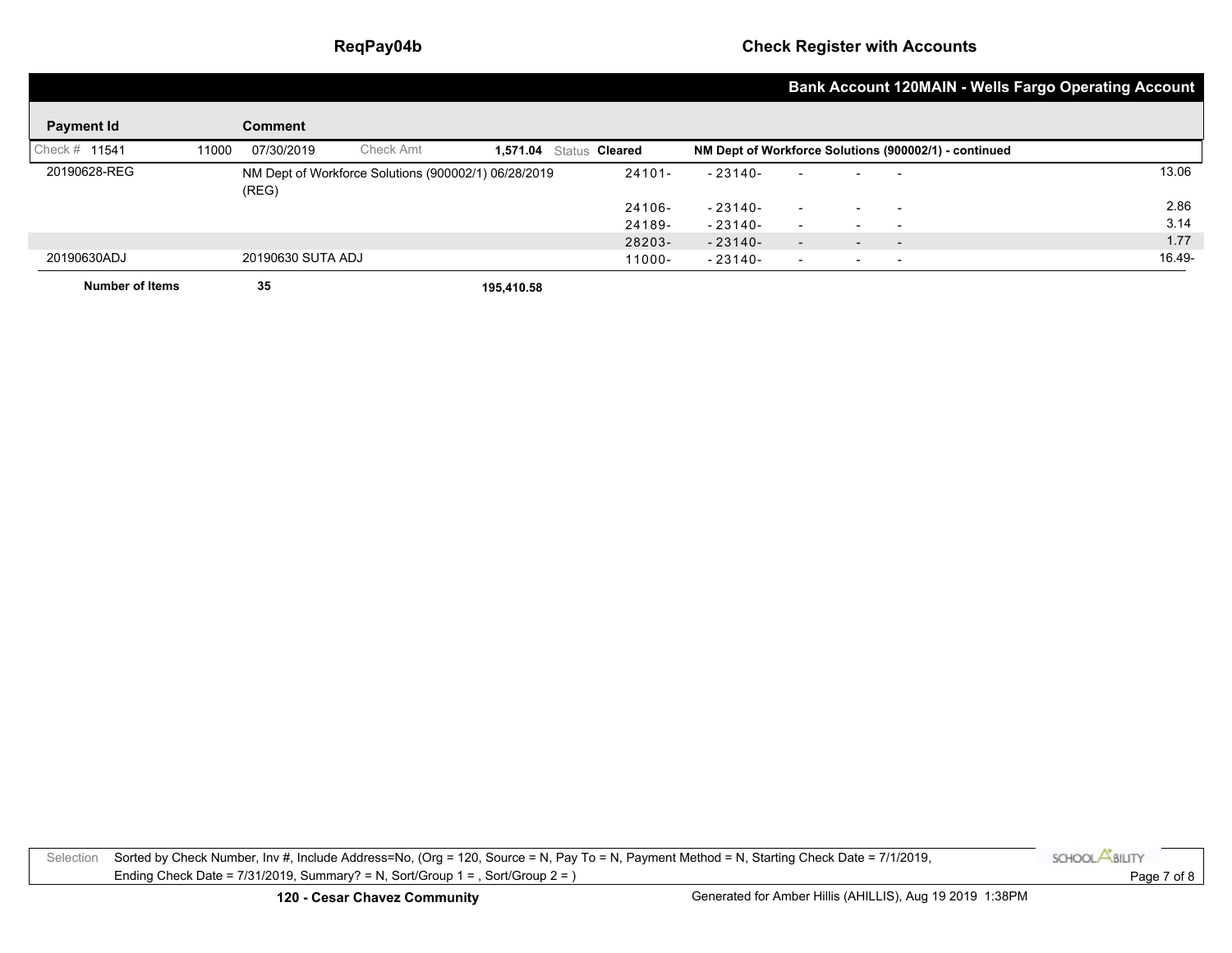## Bank Account 120MAIN - Wells Fargo Operating Account

| Payment Id | | Comment | | | | | | | | |
|---|---|---|---|---|---|---|---|---|---|---|
| Check # 11541 | 11000 | 07/30/2019 | Check Amt | 1,571.04 Status **Cleared** | | **NM Dept of Workforce Solutions (900002/1) - continued** | | | | |
| 20190628-REG | | NM Dept of Workforce Solutions (900002/1) 06/28/2019 (REG) | | | 24101- | -23140- | - | - | - | 13.06 |
| | | | | | 24106- | -23140- | - | - | - | 2.86 |
| | | | | | 24189- | -23140- | - | - | - | 3.14 |
| | | | | | 28203- | -23140- | - | - | - | 1.77 |
| 20190630ADJ | | 20190630 SUTA ADJ | | | 11000- | -23140- | - | - | - | 16.49- |

**Number of Items** **35** **195,410.58**

Selection Sorted by Check Number, Inv #, Include Address=No, (Org = 120, Source = N, Pay To = N, Payment Method = N, Starting Check Date = 7/1/2019, Ending Check Date = 7/31/2019, Summary? = N, Sort/Group 1 = , Sort/Group 2 = )

**120 - Cesar Chavez Community**

Generated for Amber Hillis (AHILLIS), Aug 19 2019 1:38PM